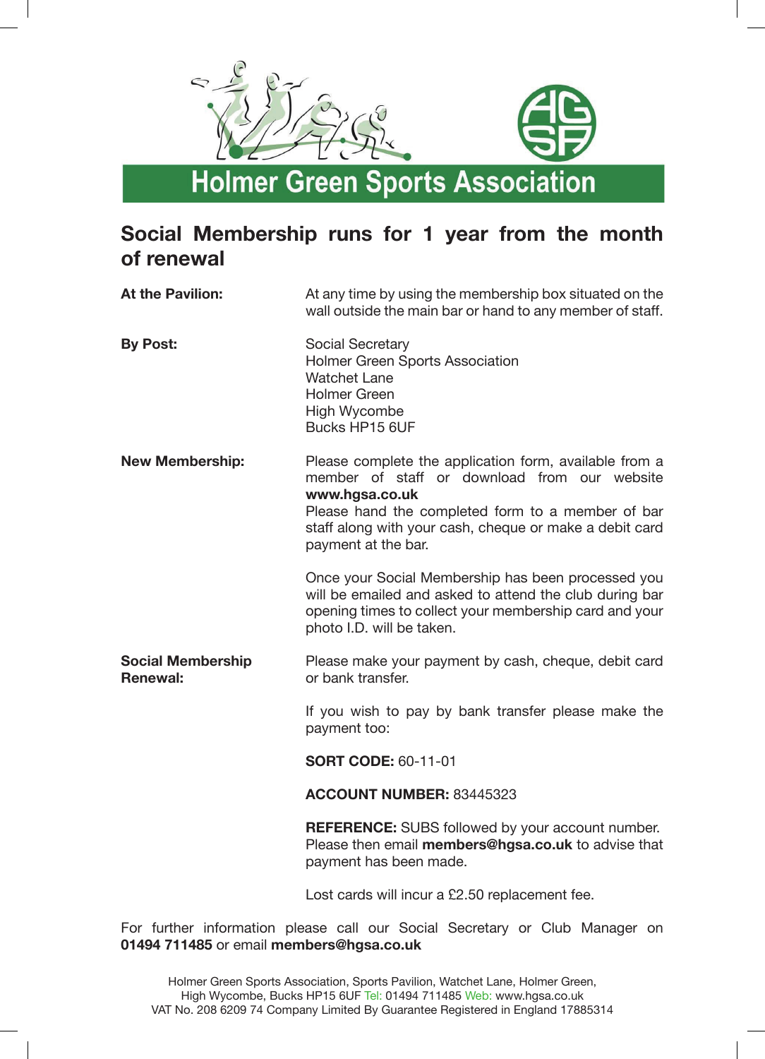# Holmer Green Sports Association

## Social Membership runs for 1 year from the month of renewal

**At the Pavilion:**

At any time by using the membership box situated on the wall outside the main bar or hand to any member of staff.

**By Post:**

Social Secretary
Holmer Green Sports Association
Watchet Lane
Holmer Green
High Wycombe
Bucks HP15 6UF

**New Membership:**

Please complete the application form, available from a member of staff or download from our website **www.hgsa.co.uk**
Please hand the completed form to a member of bar staff along with your cash, cheque or make a debit card payment at the bar.

Once your Social Membership has been processed you will be emailed and asked to attend the club during bar opening times to collect your membership card and your photo I.D. will be taken.

**Social Membership Renewal:**

Please make your payment by cash, cheque, debit card or bank transfer.

If you wish to pay by bank transfer please make the payment too:

**SORT CODE:** 60-11-01

**ACCOUNT NUMBER:** 83445323

**REFERENCE:** SUBS followed by your account number.
Please then email **members@hgsa.co.uk** to advise that payment has been made.

Lost cards will incur a £2.50 replacement fee.

For further information please call our Social Secretary or Club Manager on **01494 711485** or email **members@hgsa.co.uk**

Holmer Green Sports Association, Sports Pavilion, Watchet Lane, Holmer Green, High Wycombe, Bucks HP15 6UF Tel: 01494 711485 Web: www.hgsa.co.uk
VAT No. 208 6209 74 Company Limited By Guarantee Registered in England 17885314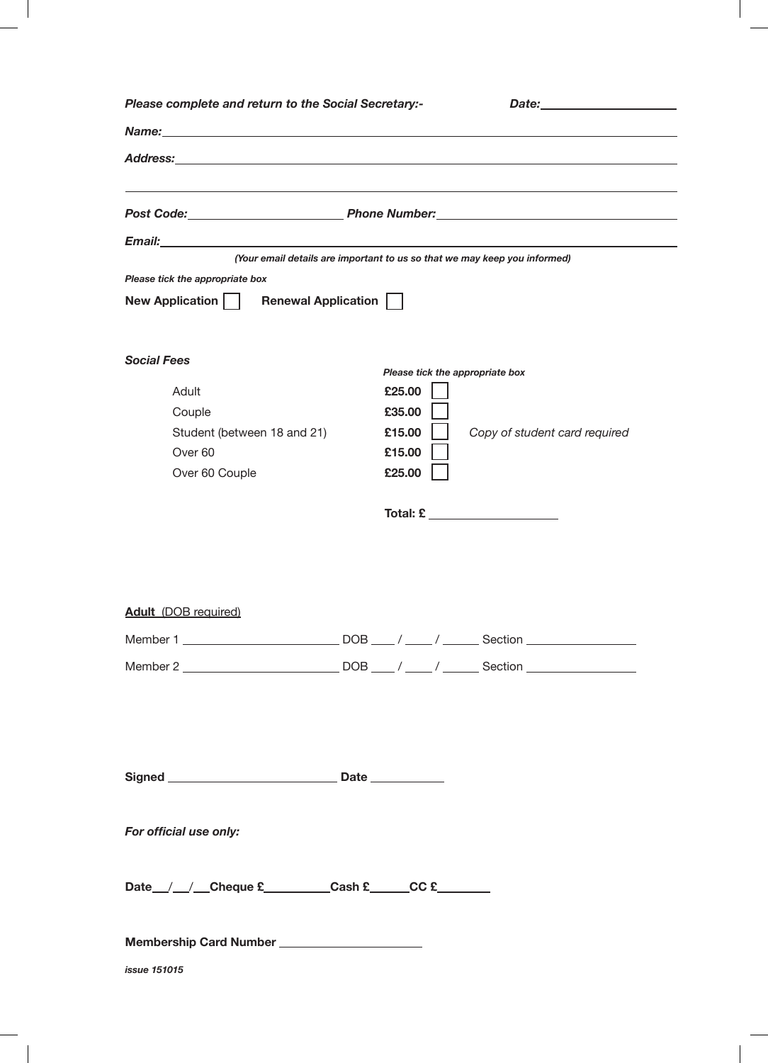*Please complete and return to the Social Secretary:-* *Date:* ____________________

*Name:* ____________________________________________________________

*Address:* __________________________________________________________

____________________________________________________________________

*Post Code:* ______________________ *Phone Number:* ______________________

*Email:* ____________________________________________________________

*(Your email details are important to us so that we may keep you informed)*

*Please tick the appropriate box*

**New Application** ☐ **Renewal Application** ☐

*Social Fees*

*Please tick the appropriate box*

| | | | |
|---|---|---|---|
| Adult | **£25.00** | ☐ | |
| Couple | **£35.00** | ☐ | |
| Student (between 18 and 21) | **£15.00** | ☐ | *Copy of student card required* |
| Over 60 | **£15.00** | ☐ | |
| Over 60 Couple | **£25.00** | ☐ | |

**Total: £** ____________________

**Adult** (DOB required)

Member 1 ________________________ DOB ____ / ____ / ______ Section ________________

Member 2 ________________________ DOB ____ / ____ / ______ Section ________________

**Signed** __________________________ **Date** ___________

***For official use only:***

**Date\_\_/\_\_/\_\_Cheque £\_\_\_\_\_\_\_\_\_\_Cash £\_\_\_\_\_\_CC £\_\_\_\_\_\_\_\_**

**Membership Card Number** ______________________

***issue 151015***